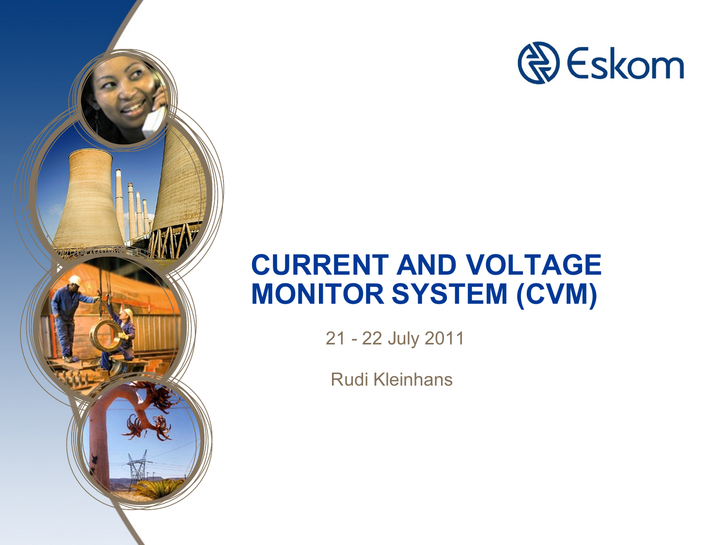# CURRENT AND VOLTAGE MONITOR SYSTEM (CVM)

21 - 22 July 2011

Rudi Kleinhans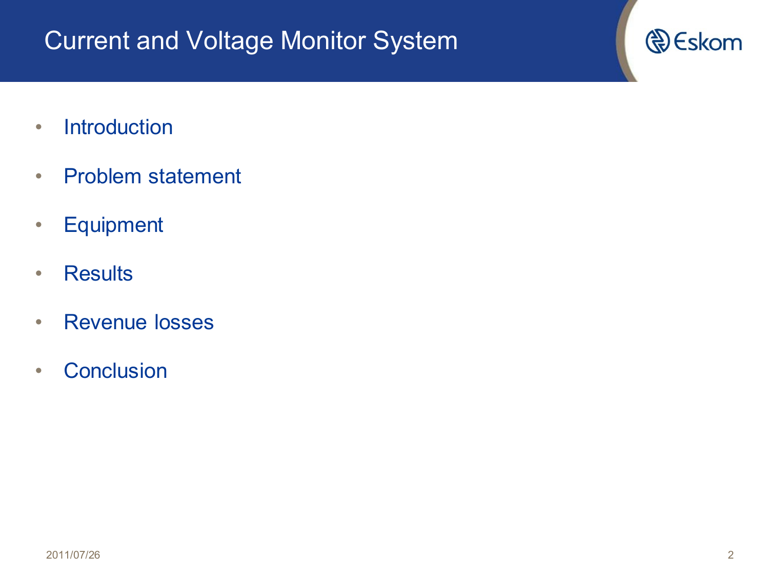# Current and Voltage Monitor System

- Introduction
- Problem statement
- Equipment
- Results
- Revenue losses
- Conclusion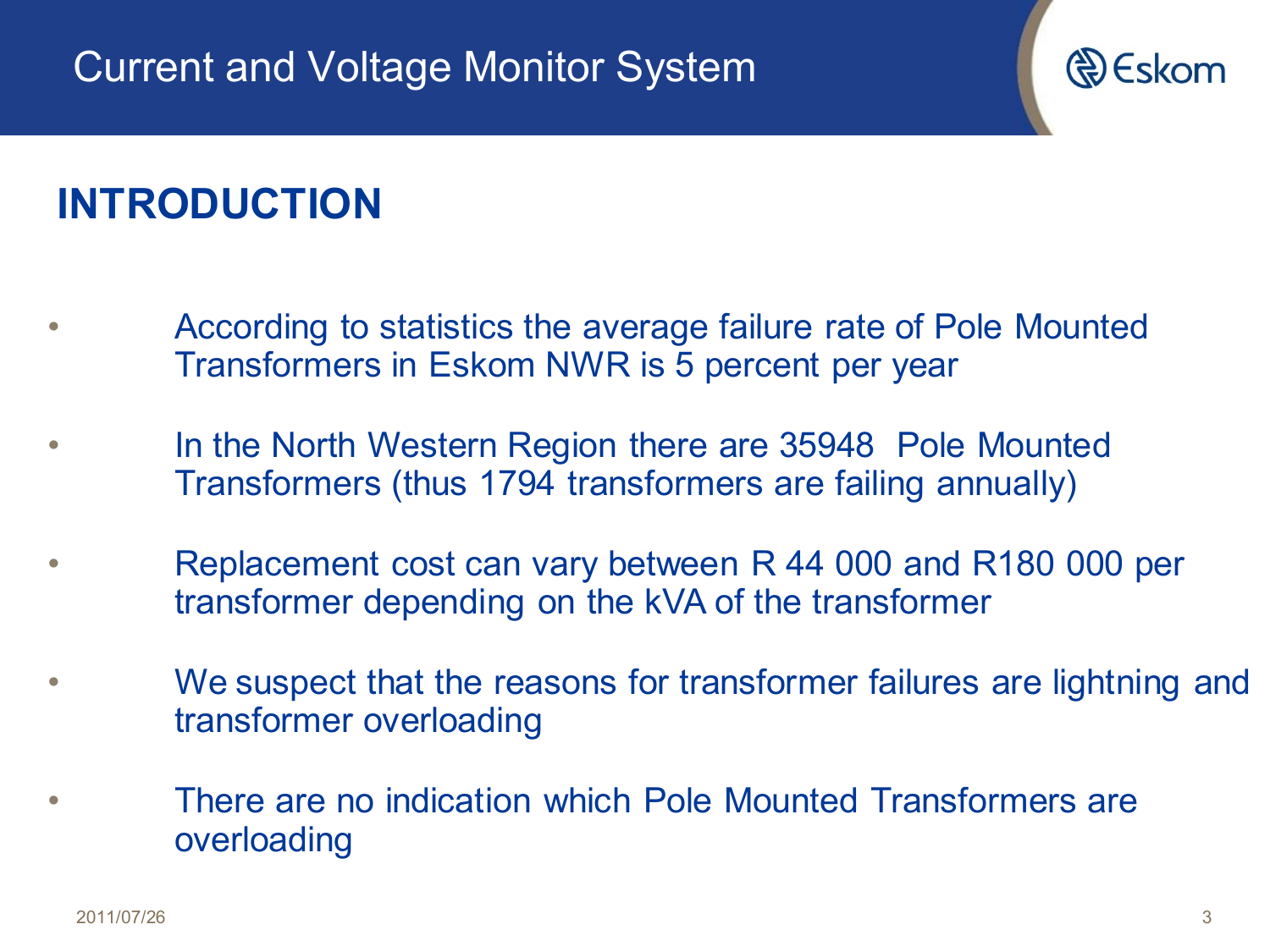# Current and Voltage Monitor System

## INTRODUCTION

- According to statistics the average failure rate of Pole Mounted Transformers in Eskom NWR is 5 percent per year
- In the North Western Region there are 35948 Pole Mounted Transformers (thus 1794 transformers are failing annually)
- Replacement cost can vary between R 44 000 and R180 000 per transformer depending on the kVA of the transformer
- We suspect that the reasons for transformer failures are lightning and transformer overloading
- There are no indication which Pole Mounted Transformers are overloading

2011/07/26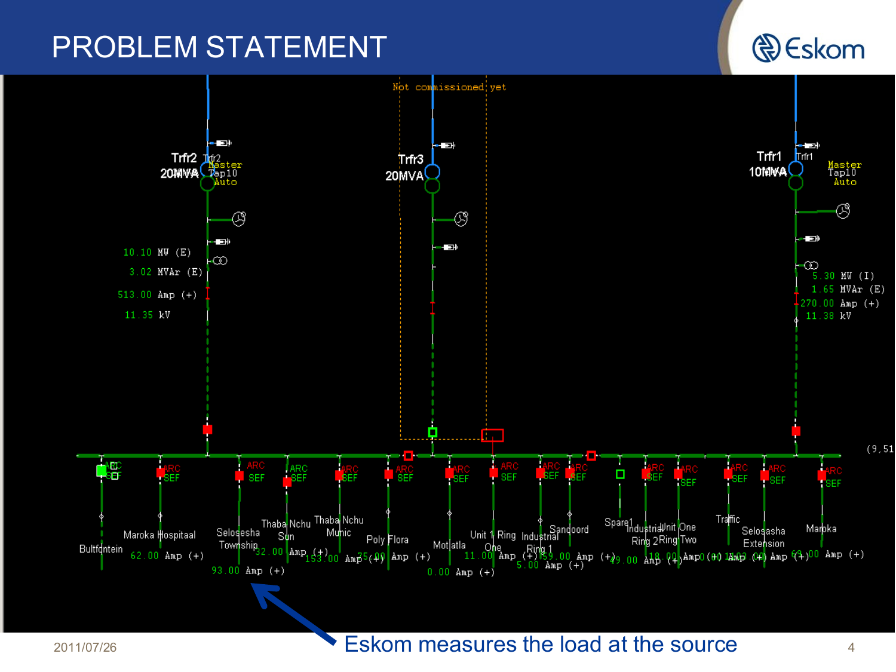# PROBLEM STATEMENT

Not commissioned yet

Trfr2 20MVA — Trfr2 Master Tap10 Auto

Trfr3 20MVA

Trfr1 10MVA — Trfr1 Master Tap10 Auto

10.10 MW (E)
3.02 MVAr (E)
513.00 Amp (+)
11.35 kV

5.30 MW (I)
1.65 MVAr (E)
270.00 Amp (+)
11.38 kV

Bultfontein, Maroka Hospitaal, Selosesha Township, Thaba Nchu Sun, Thaba Nchu Munic, Poly Flora, Motlatla, Unit 1 Ring One, Industrial Ring 1, Sandoord, Spare1, Industrial Ring 2, Unit One Ring Two, Traffic, Selosasha Extension, Maroka

62.00 Amp (+)
93.00 Amp (+)
32.00 Amp (+)
153.00 Amp (+)
25.00 Amp (+)
0.00 Amp (+)
11.00 Amp (+)
159.00 Amp (+)
5.00 Amp (+)
49.00 Amp (+)
18.00 Amp (+)
69.00 Amp (+)

Eskom measures the load at the source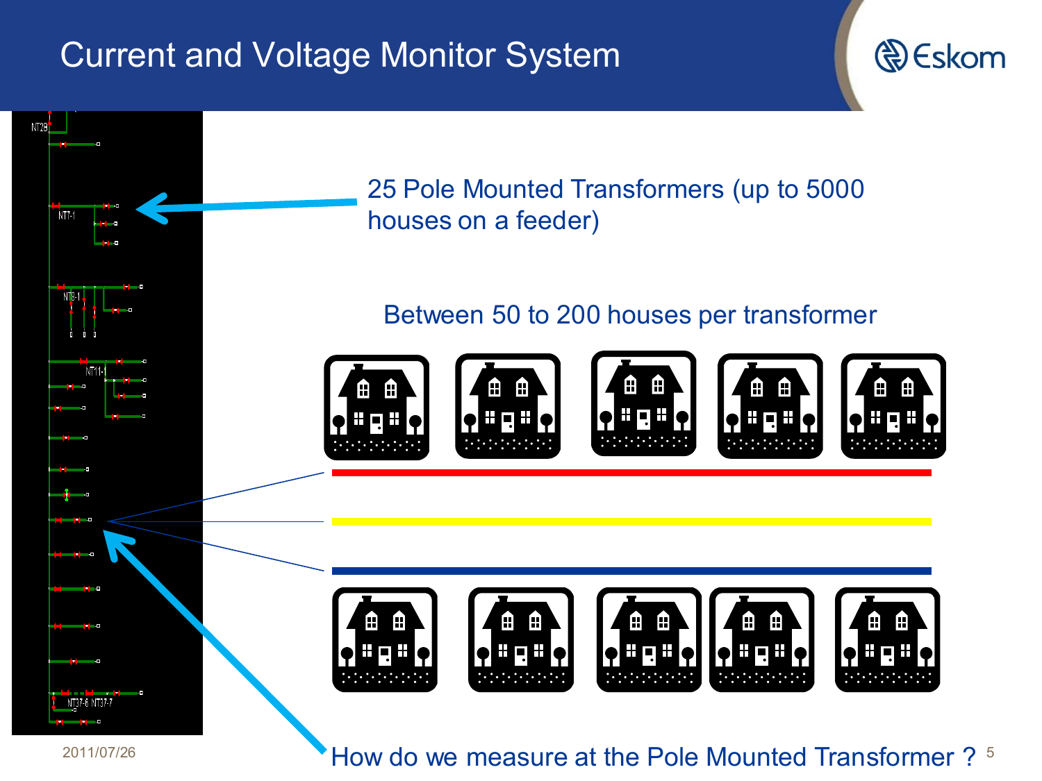# Current and Voltage Monitor System

25 Pole Mounted Transformers (up to 5000 houses on a feeder)

Between 50 to 200 houses per transformer

How do we measure at the Pole Mounted Transformer ?

2011/07/26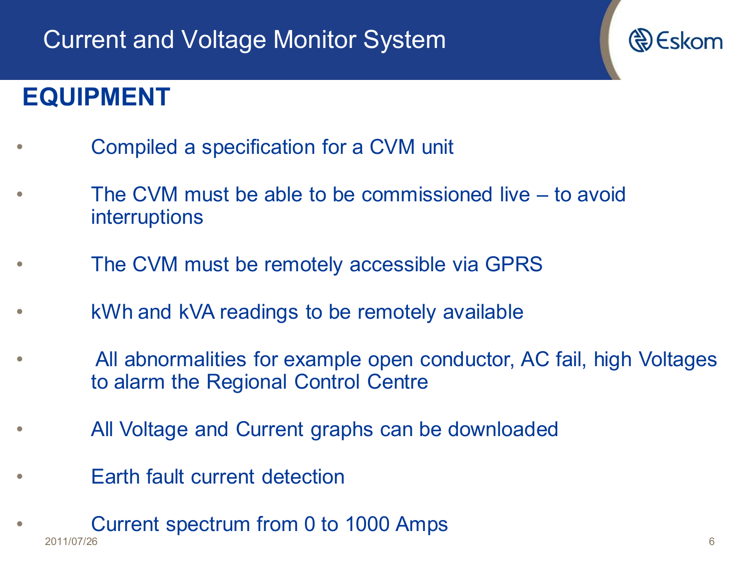# Current and Voltage Monitor System

## EQUIPMENT

- Compiled a specification for a CVM unit
- The CVM must be able to be commissioned live – to avoid interruptions
- The CVM must be remotely accessible via GPRS
- kWh and kVA readings to be remotely available
- All abnormalities for example open conductor, AC fail, high Voltages to alarm the Regional Control Centre
- All Voltage and Current graphs can be downloaded
- Earth fault current detection
- Current spectrum from 0 to 1000 Amps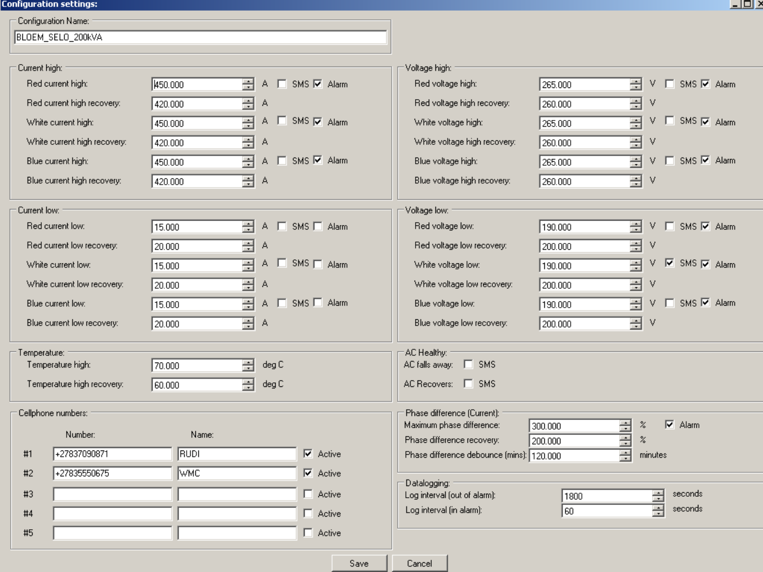## Configuration settings:

**Configuration Name:** BLOEM_SELO_200kVA

### Current high:

| Setting | Value | Unit | SMS | Alarm |
|---|---|---|---|---|
| Red current high: | 450.000 | A | ☐ | ☑ |
| Red current high recovery: | 420.000 | A | | |
| White current high: | 450.000 | A | ☐ | ☑ |
| White current high recovery: | 420.000 | A | | |
| Blue current high: | 450.000 | A | ☐ | ☑ |
| Blue current high recovery: | 420.000 | A | | |

### Voltage high:

| Setting | Value | Unit | SMS | Alarm |
|---|---|---|---|---|
| Red voltage high: | 265.000 | V | ☐ | ☑ |
| Red voltage high recovery: | 260.000 | V | | |
| White voltage high: | 265.000 | V | ☐ | ☑ |
| White voltage high recovery: | 260.000 | V | | |
| Blue voltage high: | 265.000 | V | ☐ | ☑ |
| Blue voltage high recovery: | 260.000 | V | | |

### Current low:

| Setting | Value | Unit | SMS | Alarm |
|---|---|---|---|---|
| Red current low: | 15.000 | A | ☐ | ☐ |
| Red current low recovery: | 20.000 | A | | |
| White current low: | 15.000 | A | ☐ | ☐ |
| White current low recovery: | 20.000 | A | | |
| Blue current low: | 15.000 | A | ☐ | ☐ |
| Blue current low recovery: | 20.000 | A | | |

### Voltage low:

| Setting | Value | Unit | SMS | Alarm |
|---|---|---|---|---|
| Red voltage low: | 190.000 | V | ☐ | ☑ |
| Red voltage low recovery: | 200.000 | V | | |
| White voltage low: | 190.000 | V | ☑ | ☑ |
| White voltage low recovery: | 200.000 | V | | |
| Blue voltage low: | 190.000 | V | ☐ | ☑ |
| Blue voltage low recovery: | 200.000 | V | | |

### Temperature:

| Setting | Value | Unit |
|---|---|---|
| Temperature high: | 70.000 | deg C |
| Temperature high recovery: | 60.000 | deg C |

### AC Healthy:

| Setting | SMS |
|---|---|
| AC falls away: | ☐ |
| AC Recovers: | ☐ |

### Cellphone numbers:

| | Number: | Name: | Active |
|---|---|---|---|
| #1 | +27837090871 | RUDI | ☑ Active |
| #2 | +27835550675 | WMC | ☑ Active |
| #3 | | | ☐ Active |
| #4 | | | ☐ Active |
| #5 | | | ☐ Active |

### Phase difference (Current):

| Setting | Value | Unit | Alarm |
|---|---|---|---|
| Maximum phase difference: | 300.000 | % | ☑ |
| Phase difference recovery: | 200.000 | % | |
| Phase difference debounce (mins): | 120.000 | minutes | |

### Datalogging:

| Setting | Value | Unit |
|---|---|---|
| Log interval (out of alarm): | 1800 | seconds |
| Log interval (in alarm): | 60 | seconds |

Save | Cancel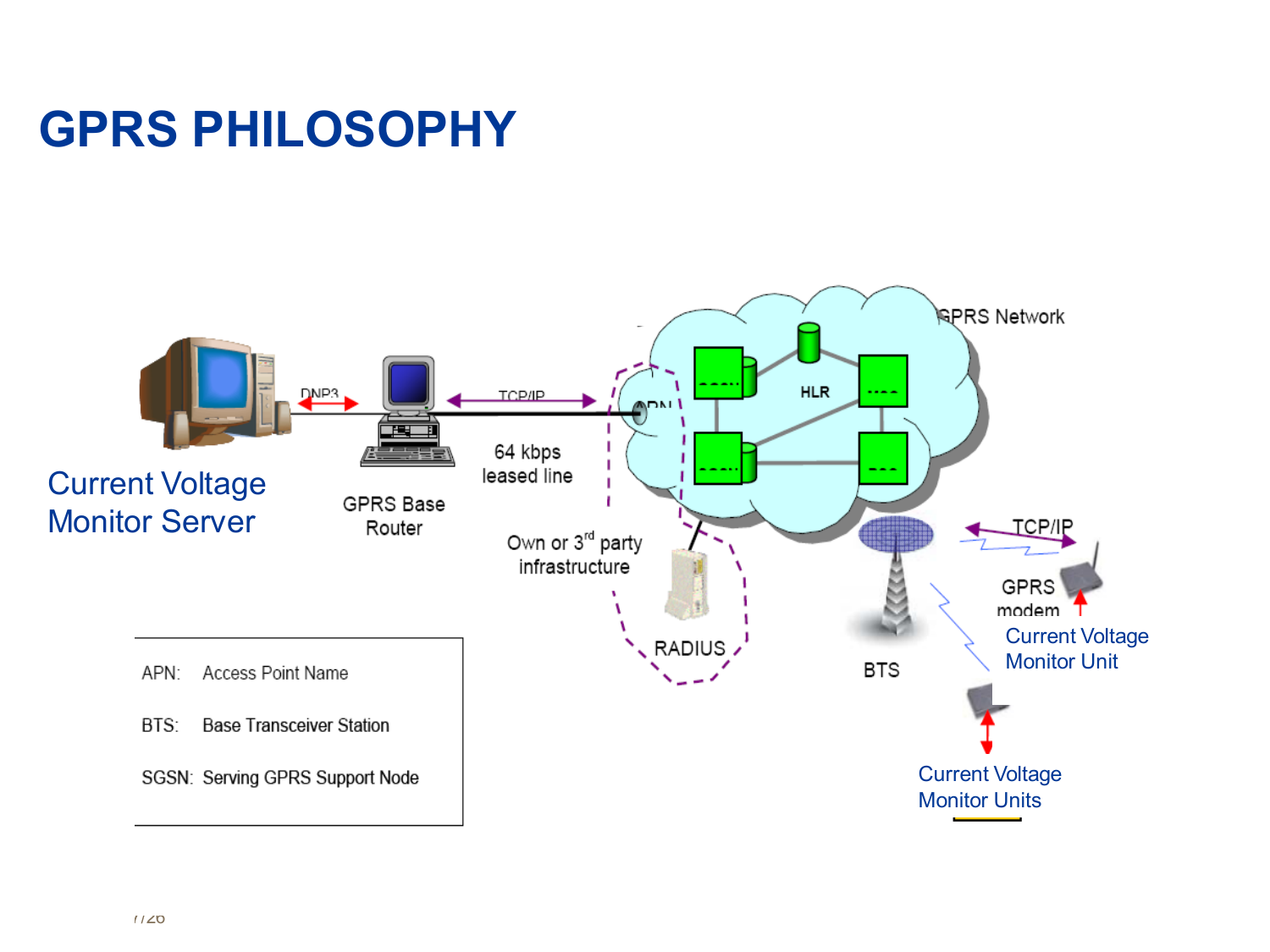# GPRS PHILOSOPHY

Current Voltage Monitor Server

DNP3

GPRS Base Router

TCP/IP

64 kbps leased line

APN

Own or 3rd party infrastructure

RADIUS

GPRS Network

HLR

BTS

TCP/IP

GPRS modem

Current Voltage Monitor Unit

Current Voltage Monitor Units

| | |
|---|---|
| APN: | Access Point Name |
| BTS: | Base Transceiver Station |
| SGSN: | Serving GPRS Support Node |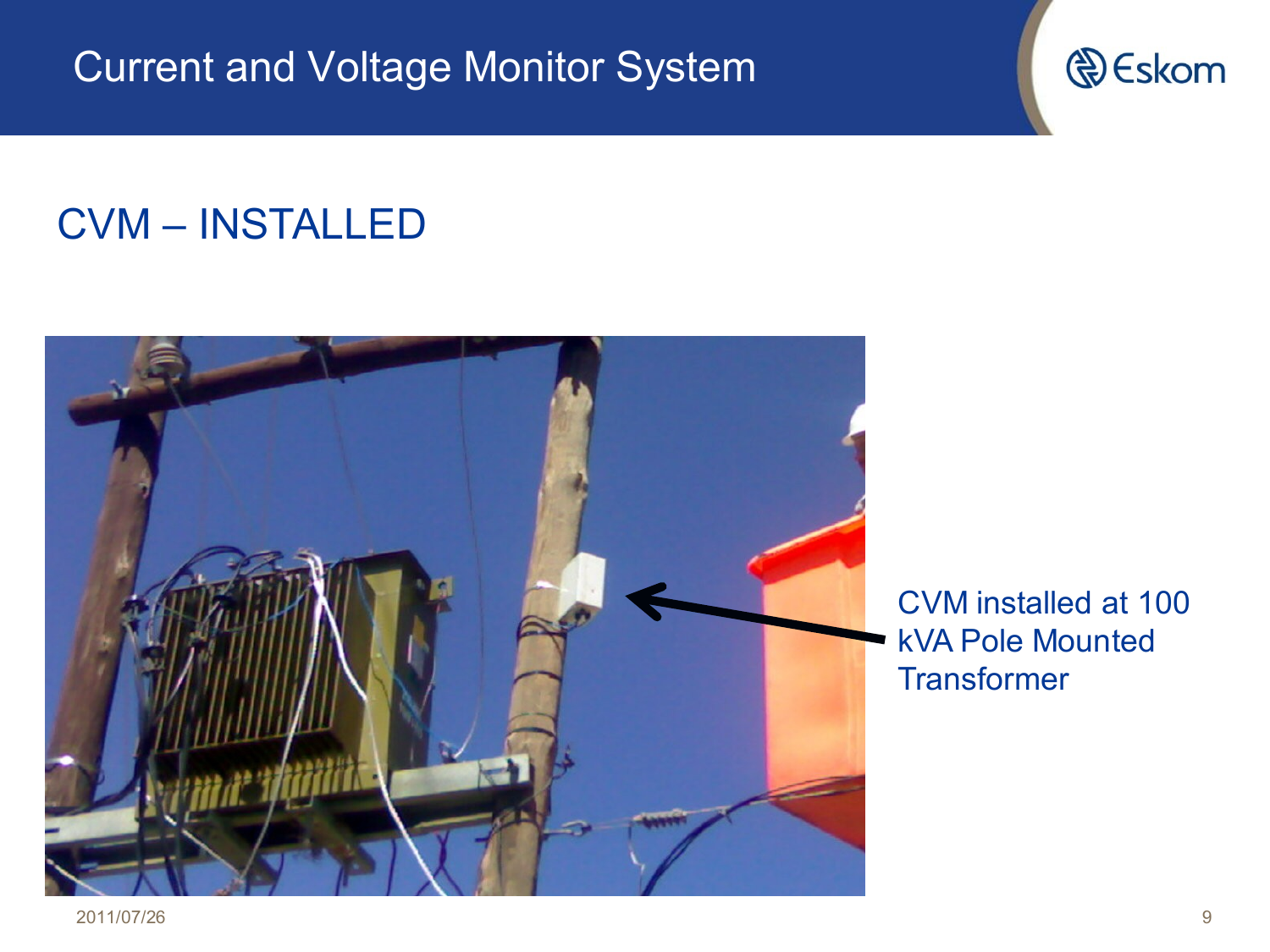# Current and Voltage Monitor System

## CVM – INSTALLED

CVM installed at 100 kVA Pole Mounted Transformer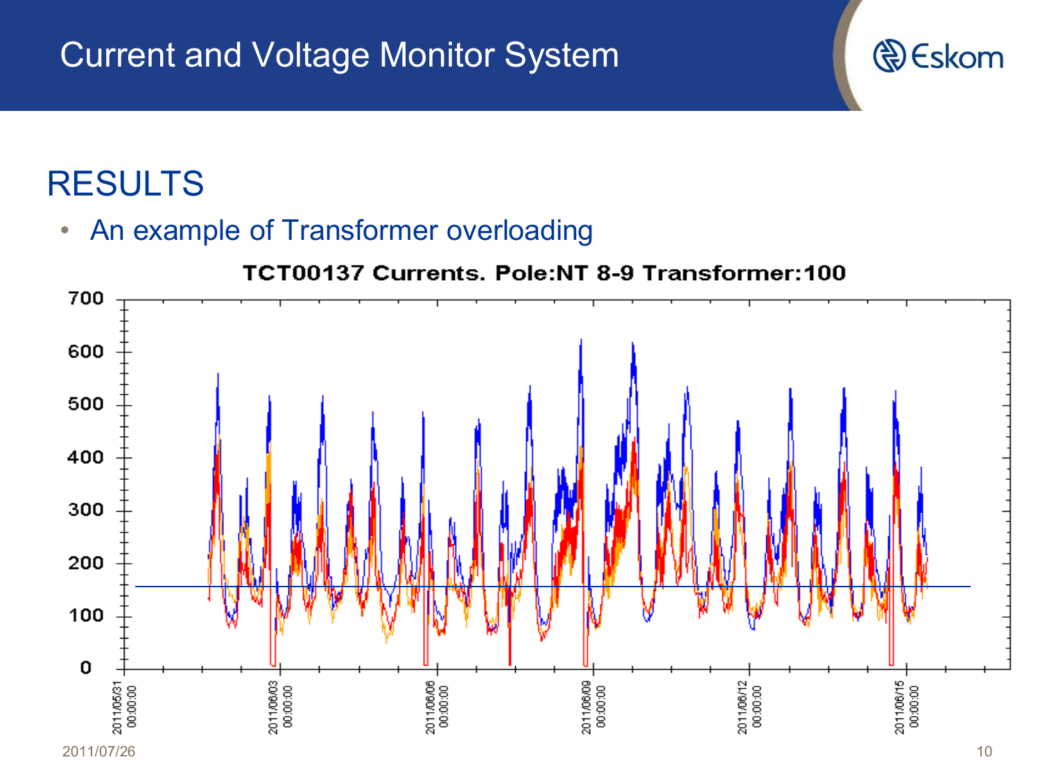# Current and Voltage Monitor System

## RESULTS

- An example of Transformer overloading

TCT00137 Currents. Pole:NT 8-9 Transformer:100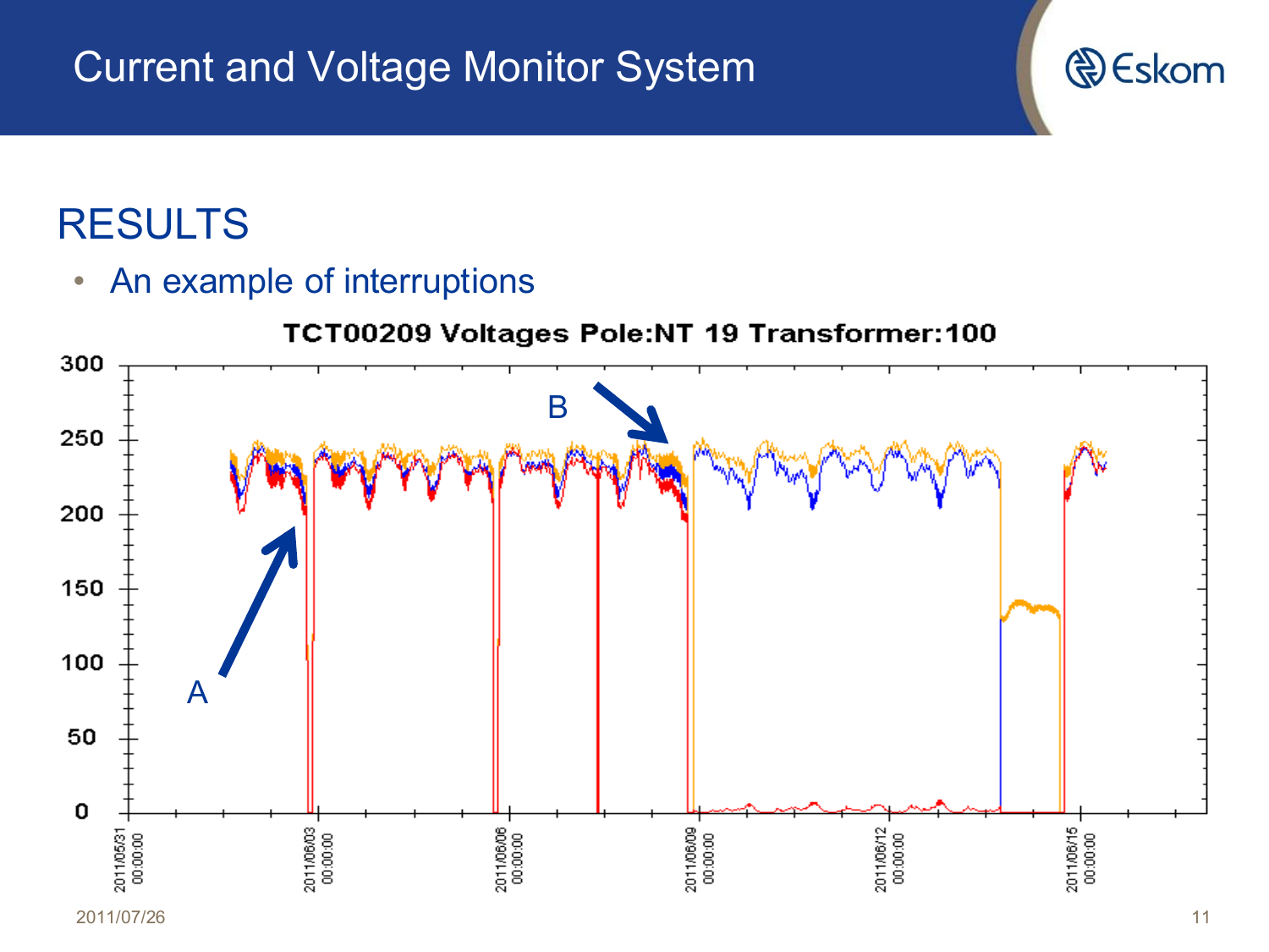# Current and Voltage Monitor System

## RESULTS

- An example of interruptions

TCT00209 Voltages Pole:NT 19 Transformer:100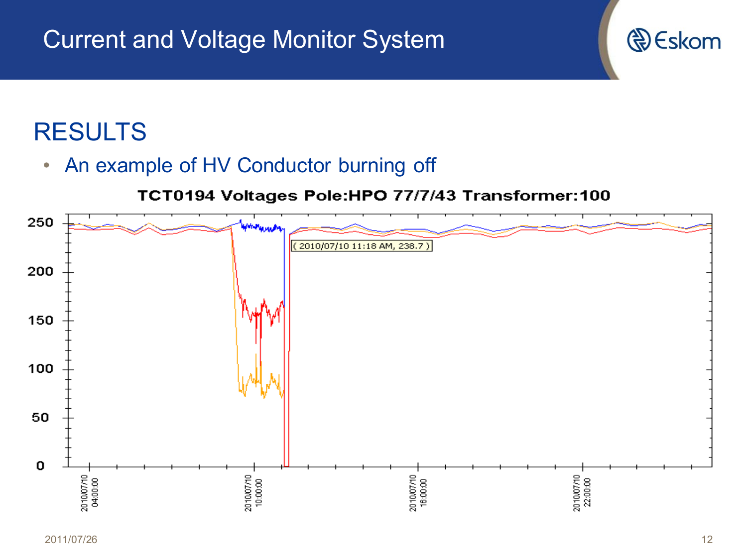# Current and Voltage Monitor System

## RESULTS

- An example of HV Conductor burning off

**TCT0194 Voltages Pole:HPO 77/7/43 Transformer:100**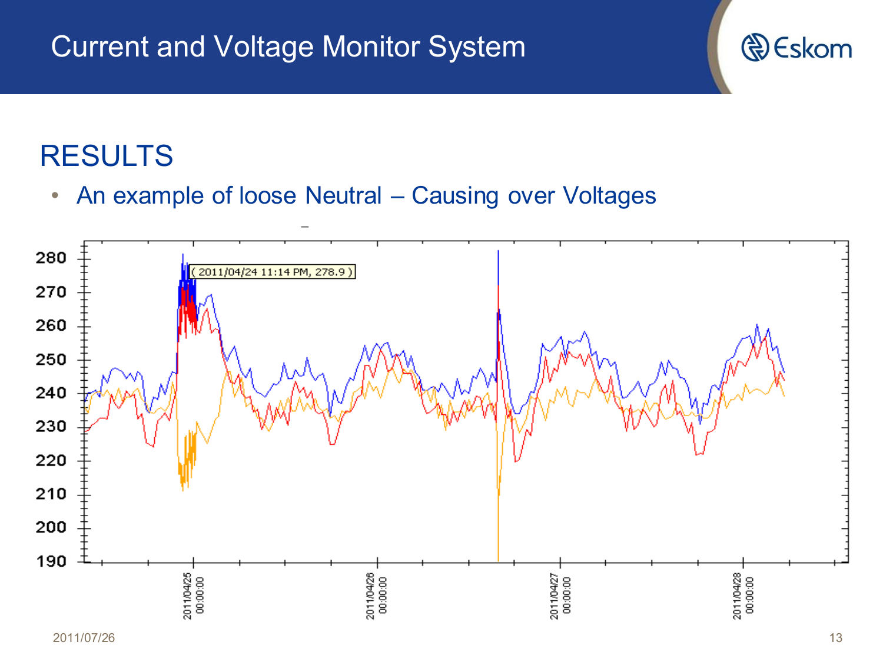# Current and Voltage Monitor System

## RESULTS

- An example of loose Neutral – Causing over Voltages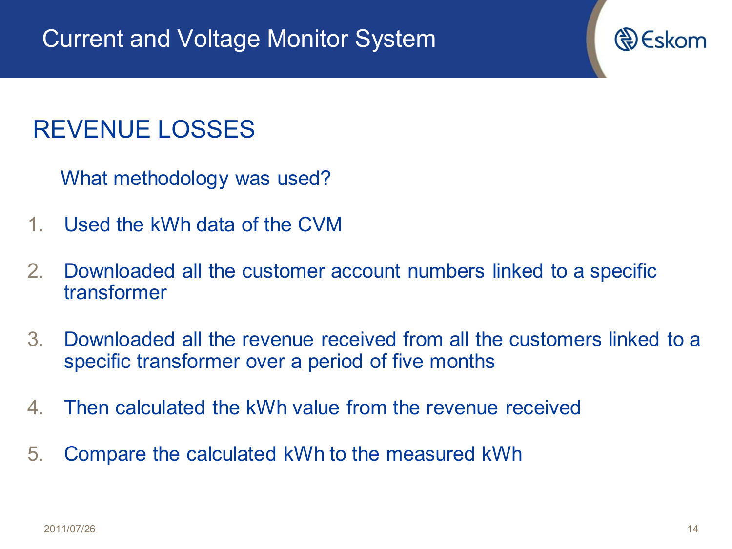# Current and Voltage Monitor System

## REVENUE LOSSES

What methodology was used?

1. Used the kWh data of the CVM
2. Downloaded all the customer account numbers linked to a specific transformer
3. Downloaded all the revenue received from all the customers linked to a specific transformer over a period of five months
4. Then calculated the kWh value from the revenue received
5. Compare the calculated kWh to the measured kWh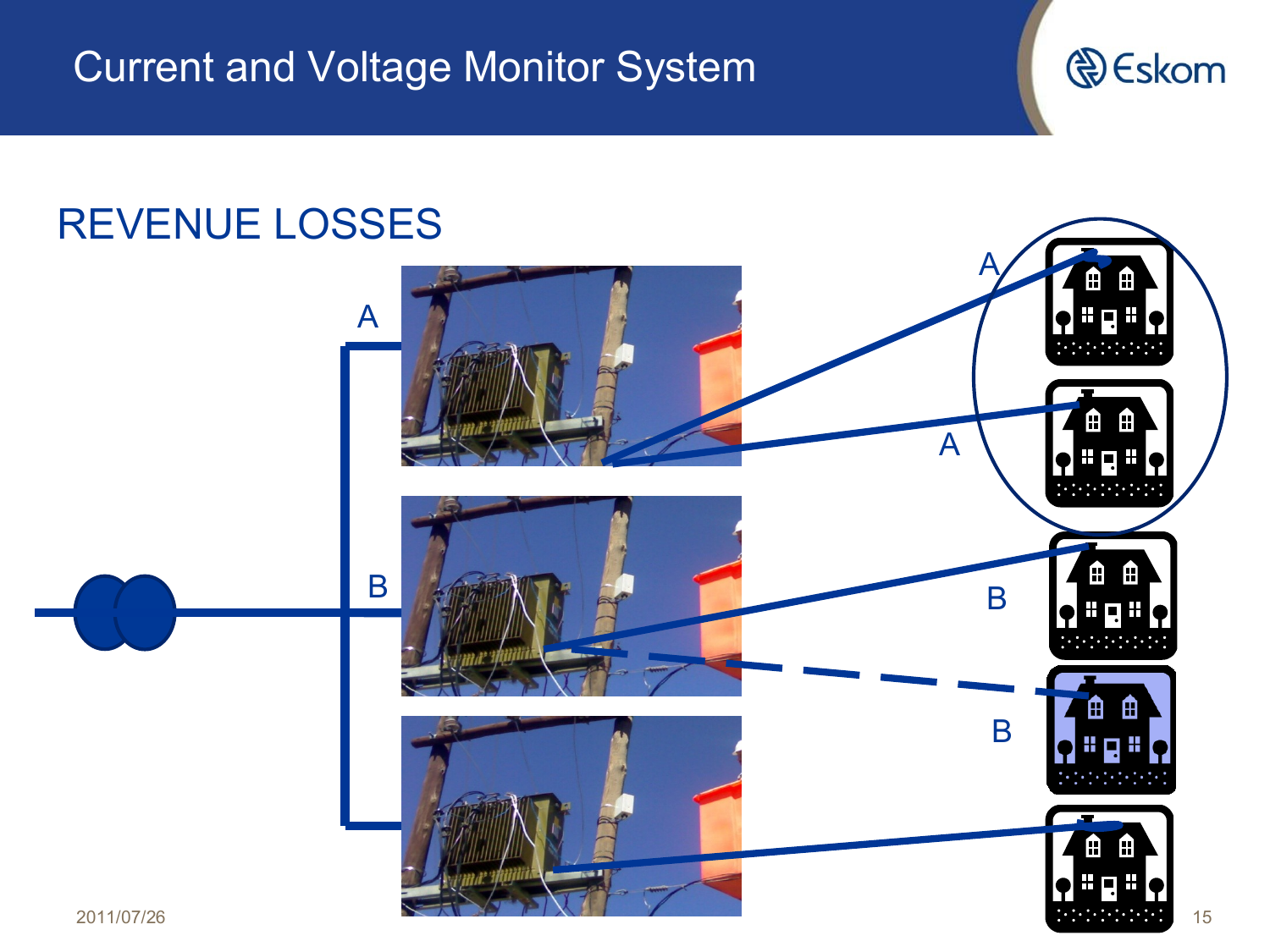# Current and Voltage Monitor System

## REVENUE LOSSES

A

B

A

A

B

B

2011/07/26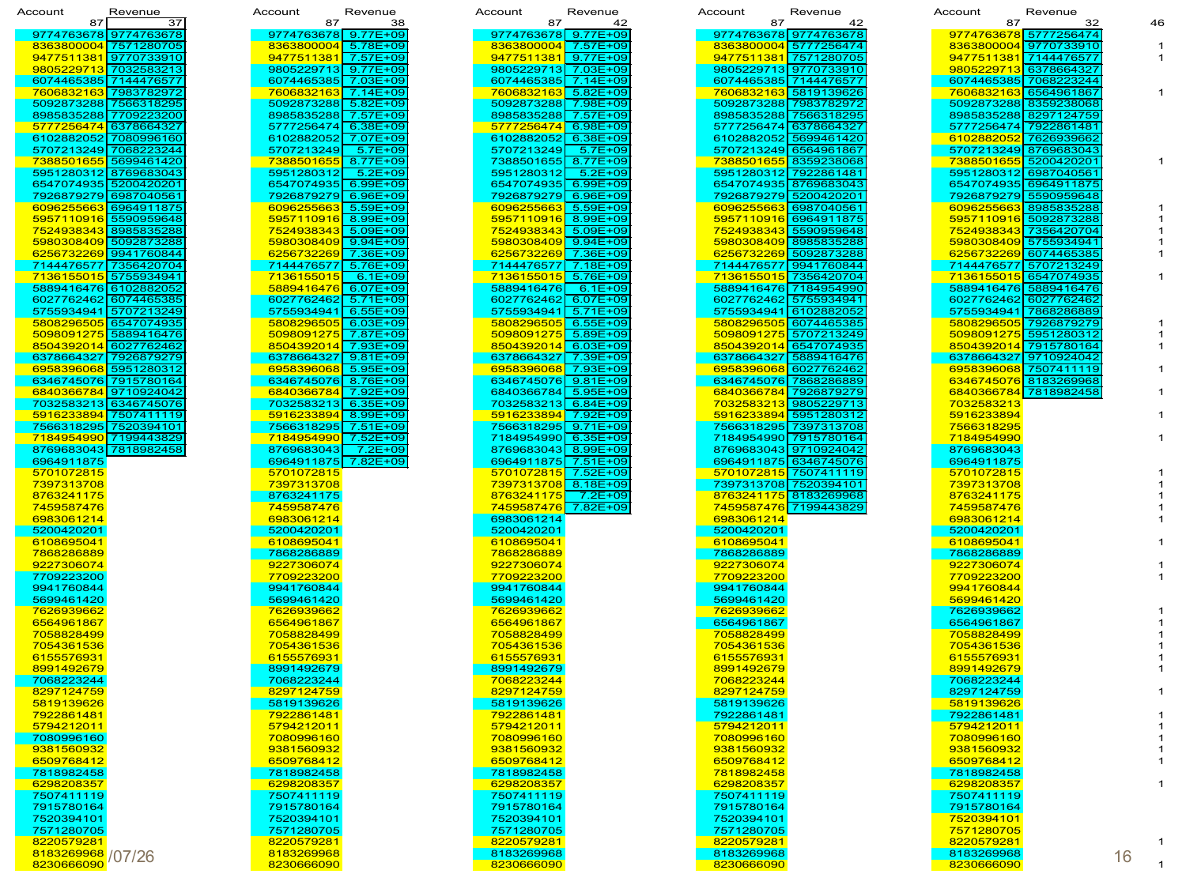| Account | Revenue |
|---|---|
| 87 | 37 |
| 9774763678 | 9774763678 |
| 8363800004 | 7571280705 |
| 9477511381 | 9770733910 |
| 9805229713 | 7032583213 |
| 6074465385 | 7144476577 |
| 7606832163 | 7983782972 |
| 5092873288 | 7566318295 |
| 8985835288 | 7709223200 |
| 5777256474 | 6378664327 |
| 6102882052 | 7080996160 |
| 5707213249 | 7068223244 |
| 7388501655 | 5699461420 |
| 5951280312 | 8769683043 |
| 6547074935 | 5200420201 |
| 7926879279 | 6987040561 |
| 6096255663 | 6964911875 |
| 5957110916 | 5590959648 |
| 7524938343 | 8985835288 |
| 5980308409 | 5092873288 |
| 6256732269 | 9941760844 |
| 7144476577 | 7356420704 |
| 7136155015 | 5755934941 |
| 5889416476 | 6102882052 |
| 6027762462 | 6074465385 |
| 5755934941 | 5707213249 |
| 5808296505 | 6547074935 |
| 5098091275 | 5889416476 |
| 8504392014 | 6027762462 |
| 6378664327 | 7926879279 |
| 6958396068 | 5951280312 |
| 6346745076 | 7915780164 |
| 6840366784 | 9710924042 |
| 7032583213 | 6346745076 |
| 5916233894 | 7507411119 |
| 7566318295 | 7520394101 |
| 7184954990 | 7199443829 |
| 8769683043 | 7818982458 |
| 6964911875 | |
| 5701072815 | |
| 7397313708 | |
| 8763241175 | |
| 7459587476 | |
| 6983061214 | |
| 5200420201 | |
| 6108695041 | |
| 7868286889 | |
| 9227306074 | |
| 7709223200 | |
| 9941760844 | |
| 5699461420 | |
| 7626939662 | |
| 6564961867 | |
| 7058828499 | |
| 7054361536 | |
| 6155576931 | |
| 8991492679 | |
| 7068223244 | |
| 8297124759 | |
| 5819139626 | |
| 7922861481 | |
| 5794212011 | |
| 7080996160 | |
| 9381560932 | |
| 6509768412 | |
| 7818982458 | |
| 6298208357 | |
| 7507411119 | |
| 7915780164 | |
| 7520394101 | |
| 7571280705 | |
| 8220579281 | |
| 8183269968 | |
| 8230666090 | |

| Account | Revenue |
|---|---|
| 87 | 38 |
| 9774763678 | 9.77E+09 |
| 8363800004 | 5.78E+09 |
| 9477511381 | 7.57E+09 |
| 9805229713 | 9.77E+09 |
| 6074465385 | 7.03E+09 |
| 7606832163 | 7.14E+09 |
| 5092873288 | 5.82E+09 |
| 8985835288 | 7.57E+09 |
| 5777256474 | 6.38E+09 |
| 6102882052 | 7.07E+09 |
| 5707213249 | 5.7E+09 |
| 7388501655 | 8.77E+09 |
| 5951280312 | 5.2E+09 |
| 6547074935 | 6.99E+09 |
| 7926879279 | 6.96E+09 |
| 6096255663 | 5.59E+09 |
| 5957110916 | 8.99E+09 |
| 7524938343 | 5.09E+09 |
| 5980308409 | 9.94E+09 |
| 6256732269 | 7.36E+09 |
| 7144476577 | 5.76E+09 |
| 7136155015 | 6.1E+09 |
| 5889416476 | 6.07E+09 |
| 6027762462 | 5.71E+09 |
| 5755934941 | 6.55E+09 |
| 5808296505 | 6.03E+09 |
| 5098091275 | 7.87E+09 |
| 8504392014 | 7.93E+09 |
| 6378664327 | 9.81E+09 |
| 6958396068 | 5.95E+09 |
| 6346745076 | 8.76E+09 |
| 6840366784 | 7.92E+09 |
| 7032583213 | 6.35E+09 |
| 5916233894 | 8.99E+09 |
| 7566318295 | 7.51E+09 |
| 7184954990 | 7.52E+09 |
| 8769683043 | 7.2E+09 |
| 6964911875 | 7.82E+09 |
| 5701072815 | |
| 7397313708 | |
| 8763241175 | |
| 7459587476 | |
| 6983061214 | |
| 5200420201 | |
| 6108695041 | |
| 7868286889 | |
| 9227306074 | |
| 7709223200 | |
| 9941760844 | |
| 5699461420 | |
| 7626939662 | |
| 6564961867 | |
| 7058828499 | |
| 7054361536 | |
| 6155576931 | |
| 8991492679 | |
| 7068223244 | |
| 8297124759 | |
| 5819139626 | |
| 7922861481 | |
| 5794212011 | |
| 7080996160 | |
| 9381560932 | |
| 6509768412 | |
| 7818982458 | |
| 6298208357 | |
| 7507411119 | |
| 7915780164 | |
| 7520394101 | |
| 7571280705 | |
| 8220579281 | |
| 8183269968 | |
| 8230666090 | |

| Account | Revenue |
|---|---|
| 87 | 42 |
| 9774763678 | 9.77E+09 |
| 8363800004 | 7.57E+09 |
| 9477511381 | 9.77E+09 |
| 9805229713 | 7.03E+09 |
| 6074465385 | 7.14E+09 |
| 7606832163 | 5.82E+09 |
| 5092873288 | 7.98E+09 |
| 8985835288 | 7.57E+09 |
| 5777256474 | 6.98E+09 |
| 6102882052 | 6.38E+09 |
| 5707213249 | 5.7E+09 |
| 7388501655 | 8.77E+09 |
| 5951280312 | 5.2E+09 |
| 6547074935 | 6.99E+09 |
| 7926879279 | 6.96E+09 |
| 6096255663 | 5.59E+09 |
| 5957110916 | 8.99E+09 |
| 7524938343 | 5.09E+09 |
| 5980308409 | 9.94E+09 |
| 6256732269 | 7.36E+09 |
| 7144476577 | 7.18E+09 |
| 7136155015 | 5.76E+09 |
| 5889416476 | 6.1E+09 |
| 6027762462 | 6.07E+09 |
| 5755934941 | 5.71E+09 |
| 5808296505 | 6.55E+09 |
| 5098091275 | 5.89E+09 |
| 8504392014 | 6.03E+09 |
| 6378664327 | 7.39E+09 |
| 6958396068 | 7.93E+09 |
| 6346745076 | 9.81E+09 |
| 6840366784 | 5.95E+09 |
| 7032583213 | 6.84E+09 |
| 5916233894 | 7.92E+09 |
| 7566318295 | 9.71E+09 |
| 7184954990 | 6.35E+09 |
| 8769683043 | 8.99E+09 |
| 6964911875 | 7.51E+09 |
| 5701072815 | 7.52E+09 |
| 7397313708 | 8.18E+09 |
| 8763241175 | 7.2E+09 |
| 7459587476 | 7.82E+09 |
| 6983061214 | |
| 5200420201 | |
| 6108695041 | |
| 7868286889 | |
| 9227306074 | |
| 7709223200 | |
| 9941760844 | |
| 5699461420 | |
| 7626939662 | |
| 6564961867 | |
| 7058828499 | |
| 7054361536 | |
| 6155576931 | |
| 8991492679 | |
| 7068223244 | |
| 8297124759 | |
| 5819139626 | |
| 7922861481 | |
| 5794212011 | |
| 7080996160 | |
| 9381560932 | |
| 6509768412 | |
| 7818982458 | |
| 6298208357 | |
| 7507411119 | |
| 7915780164 | |
| 7520394101 | |
| 7571280705 | |
| 8220579281 | |
| 8183269968 | |
| 8230666090 | |

| Account | Revenue |
|---|---|
| 87 | 42 |
| 9774763678 | 9774763678 |
| 8363800004 | 5777256474 |
| 9477511381 | 7571280705 |
| 9805229713 | 9770733910 |
| 6074465385 | 7144476577 |
| 7606832163 | 5819139626 |
| 5092873288 | 7983782972 |
| 8985835288 | 7566318295 |
| 5777256474 | 6378664327 |
| 6102882052 | 5699461420 |
| 5707213249 | 6564961867 |
| 7388501655 | 8359238068 |
| 5951280312 | 7922861481 |
| 6547074935 | 8769683043 |
| 7926879279 | 5200420201 |
| 6096255663 | 6987040561 |
| 5957110916 | 6964911875 |
| 7524938343 | 5590959648 |
| 5980308409 | 8985835288 |
| 6256732269 | 5092873288 |
| 7144476577 | 9941760844 |
| 7136155015 | 7356420704 |
| 5889416476 | 7184954990 |
| 6027762462 | 5755934941 |
| 5755934941 | 6102882052 |
| 5808296505 | 6074465385 |
| 5098091275 | 5707213249 |
| 8504392014 | 6547074935 |
| 6378664327 | 5889416476 |
| 6958396068 | 6027762462 |
| 6346745076 | 7868286889 |
| 6840366784 | 7926879279 |
| 7032583213 | 9805229713 |
| 5916233894 | 5951280312 |
| 7566318295 | 7397313708 |
| 7184954990 | 7915780164 |
| 8769683043 | 9710924042 |
| 6964911875 | 6346745076 |
| 5701072815 | 7507411119 |
| 7397313708 | 7520394101 |
| 8763241175 | 8183269968 |
| 7459587476 | 7199443829 |
| 6983061214 | |
| 5200420201 | |
| 6108695041 | |
| 7868286889 | |
| 9227306074 | |
| 7709223200 | |
| 9941760844 | |
| 5699461420 | |
| 7626939662 | |
| 6564961867 | |
| 7058828499 | |
| 7054361536 | |
| 6155576931 | |
| 8991492679 | |
| 7068223244 | |
| 8297124759 | |
| 5819139626 | |
| 7922861481 | |
| 5794212011 | |
| 7080996160 | |
| 9381560932 | |
| 6509768412 | |
| 7818982458 | |
| 6298208357 | |
| 7507411119 | |
| 7915780164 | |
| 7520394101 | |
| 7571280705 | |
| 8220579281 | |
| 8183269968 | |
| 8230666090 | |

| Account | Revenue | |
|---|---|---|
| 87 | 32 | 46 |
| 9774763678 | 5777256474 | |
| 8363800004 | 9770733910 | 1 |
| 9477511381 | 7144476577 | 1 |
| 9805229713 | 6378664327 | |
| 6074465385 | 7068223244 | |
| 7606832163 | 6564961867 | 1 |
| 5092873288 | 8359238068 | |
| 8985835288 | 8297124759 | |
| 5777256474 | 7922861481 | |
| 6102882052 | 7626939662 | |
| 5707213249 | 8769683043 | |
| 7388501655 | 5200420201 | 1 |
| 5951280312 | 6987040561 | |
| 6547074935 | 6964911875 | |
| 7926879279 | 5590959648 | |
| 6096255663 | 8985835288 | 1 |
| 5957110916 | 5092873288 | 1 |
| 7524938343 | 7356420704 | 1 |
| 5980308409 | 5755934941 | 1 |
| 6256732269 | 6074465385 | 1 |
| 7144476577 | 5707213249 | |
| 7136155015 | 6547074935 | 1 |
| 5889416476 | 5889416476 | |
| 6027762462 | 6027762462 | |
| 5755934941 | 7868286889 | |
| 5808296505 | 7926879279 | 1 |
| 5098091275 | 5951280312 | 1 |
| 8504392014 | 7915780164 | 1 |
| 6378664327 | 9710924042 | |
| 6958396068 | 7507411119 | 1 |
| 6346745076 | 8183269968 | |
| 6840366784 | 7818982458 | 1 |
| 7032583213 | | |
| 5916233894 | | 1 |
| 7566318295 | | |
| 7184954990 | | 1 |
| 8769683043 | | |
| 6964911875 | | |
| 5701072815 | | 1 |
| 7397313708 | | 1 |
| 8763241175 | | 1 |
| 7459587476 | | 1 |
| 6983061214 | | 1 |
| 5200420201 | | |
| 6108695041 | | 1 |
| 7868286889 | | |
| 9227306074 | | 1 |
| 7709223200 | | 1 |
| 9941760844 | | |
| 5699461420 | | |
| 7626939662 | | 1 |
| 6564961867 | | 1 |
| 7058828499 | | 1 |
| 7054361536 | | 1 |
| 6155576931 | | 1 |
| 8991492679 | | 1 |
| 7068223244 | | |
| 8297124759 | | 1 |
| 5819139626 | | |
| 7922861481 | | 1 |
| 5794212011 | | 1 |
| 7080996160 | | 1 |
| 9381560932 | | 1 |
| 6509768412 | | 1 |
| 7818982458 | | |
| 6298208357 | | 1 |
| 7507411119 | | |
| 7915780164 | | |
| 7520394101 | | |
| 7571280705 | | |
| 8220579281 | | 1 |
| 8183269968 | | |
| 8230666090 | | 1 |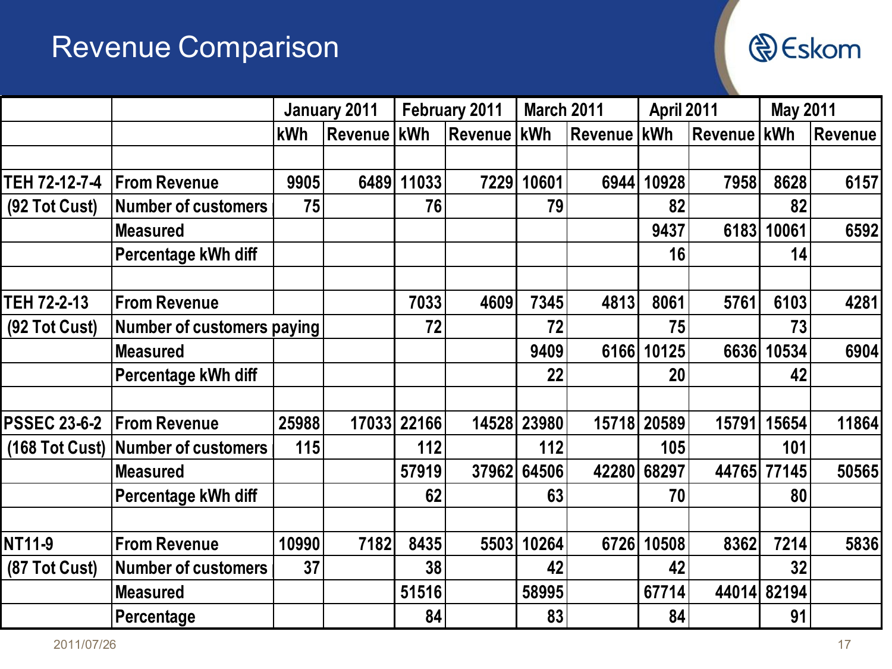# Revenue Comparison

| | | January 2011 | | February 2011 | | March 2011 | | April 2011 | | May 2011 | |
|---|---|---|---|---|---|---|---|---|---|---|---|
| | | kWh | Revenue | kWh | Revenue | kWh | Revenue | kWh | Revenue | kWh | Revenue |
| | | | | | | | | | | | |
| TEH 72-12-7-4 | From Revenue | 9905 | 6489 | 11033 | 7229 | 10601 | 6944 | 10928 | 7958 | 8628 | 6157 |
| (92 Tot Cust) | Number of customers | 75 | | 76 | | 79 | | 82 | | 82 | |
| | Measured | | | | | | | 9437 | 6183 | 10061 | 6592 |
| | Percentage kWh diff | | | | | | | 16 | | 14 | |
| | | | | | | | | | | | |
| TEH 72-2-13 | From Revenue | | | 7033 | 4609 | 7345 | 4813 | 8061 | 5761 | 6103 | 4281 |
| (92 Tot Cust) | Number of customers paying | | | 72 | | 72 | | 75 | | 73 | |
| | Measured | | | | | 9409 | 6166 | 10125 | 6636 | 10534 | 6904 |
| | Percentage kWh diff | | | | | 22 | | 20 | | 42 | |
| | | | | | | | | | | | |
| PSSEC 23-6-2 | From Revenue | 25988 | 17033 | 22166 | 14528 | 23980 | 15718 | 20589 | 15791 | 15654 | 11864 |
| (168 Tot Cust) | Number of customers | 115 | | 112 | | 112 | | 105 | | 101 | |
| | Measured | | | 57919 | 37962 | 64506 | 42280 | 68297 | 44765 | 77145 | 50565 |
| | Percentage kWh diff | | | 62 | | 63 | | 70 | | 80 | |
| | | | | | | | | | | | |
| NT11-9 | From Revenue | 10990 | 7182 | 8435 | 5503 | 10264 | 6726 | 10508 | 8362 | 7214 | 5836 |
| (87 Tot Cust) | Number of customers | 37 | | 38 | | 42 | | 42 | | 32 | |
| | Measured | | | 51516 | | 58995 | | 67714 | 44014 | 82194 | |
| | Percentage | | | 84 | | 83 | | 84 | | 91 | |

2011/07/26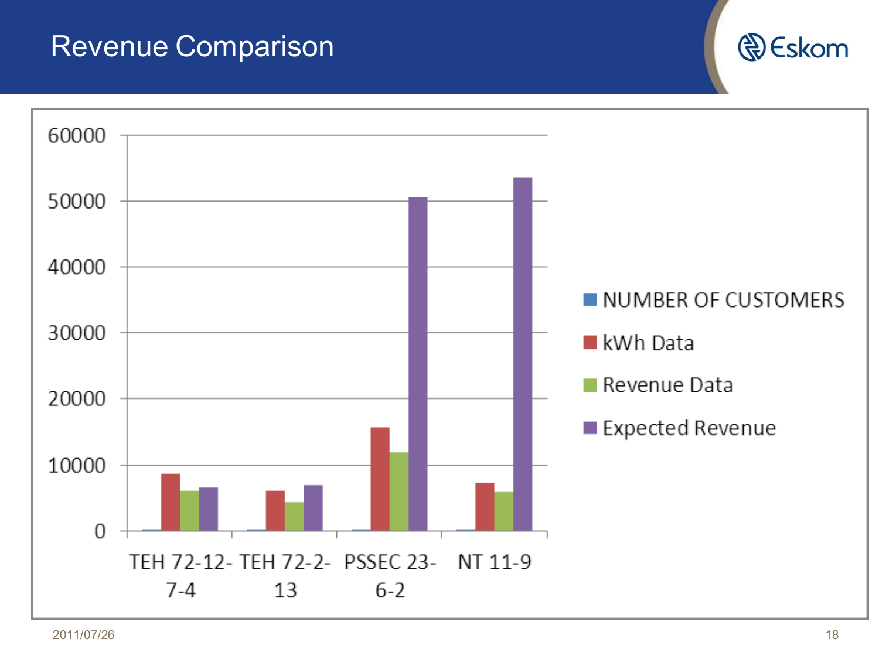# Revenue Comparison

| | NUMBER OF CUSTOMERS | kWh Data | Revenue Data | Expected Revenue |
|---|---|---|---|---|
| TEH 72-12-7-4 | | | | |
| TEH 72-2-13 | | | | |
| PSSEC 23-6-2 | | | | |
| NT 11-9 | | | | |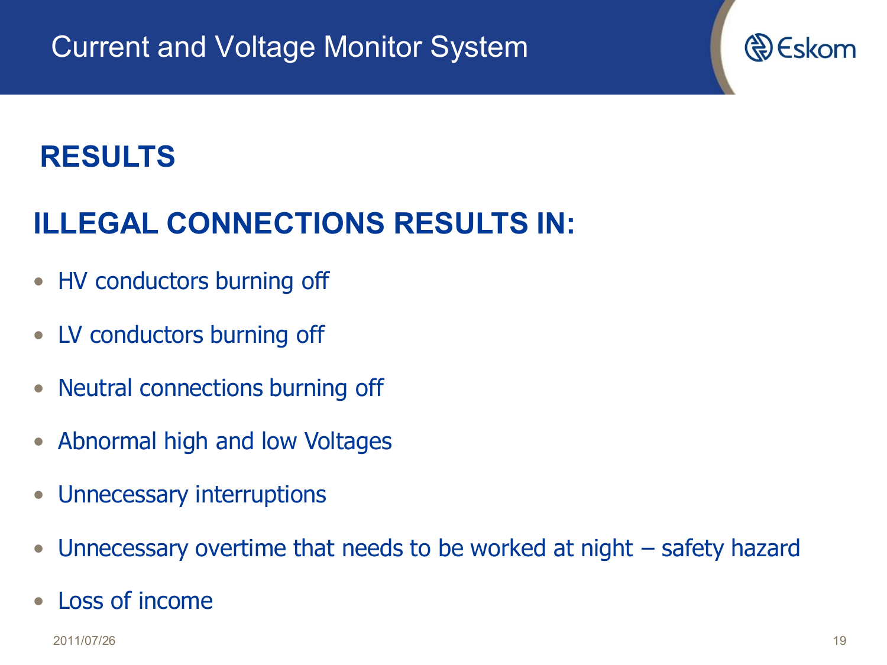# Current and Voltage Monitor System

## RESULTS

## ILLEGAL CONNECTIONS RESULTS IN:

- HV conductors burning off
- LV conductors burning off
- Neutral connections burning off
- Abnormal high and low Voltages
- Unnecessary interruptions
- Unnecessary overtime that needs to be worked at night – safety hazard
- Loss of income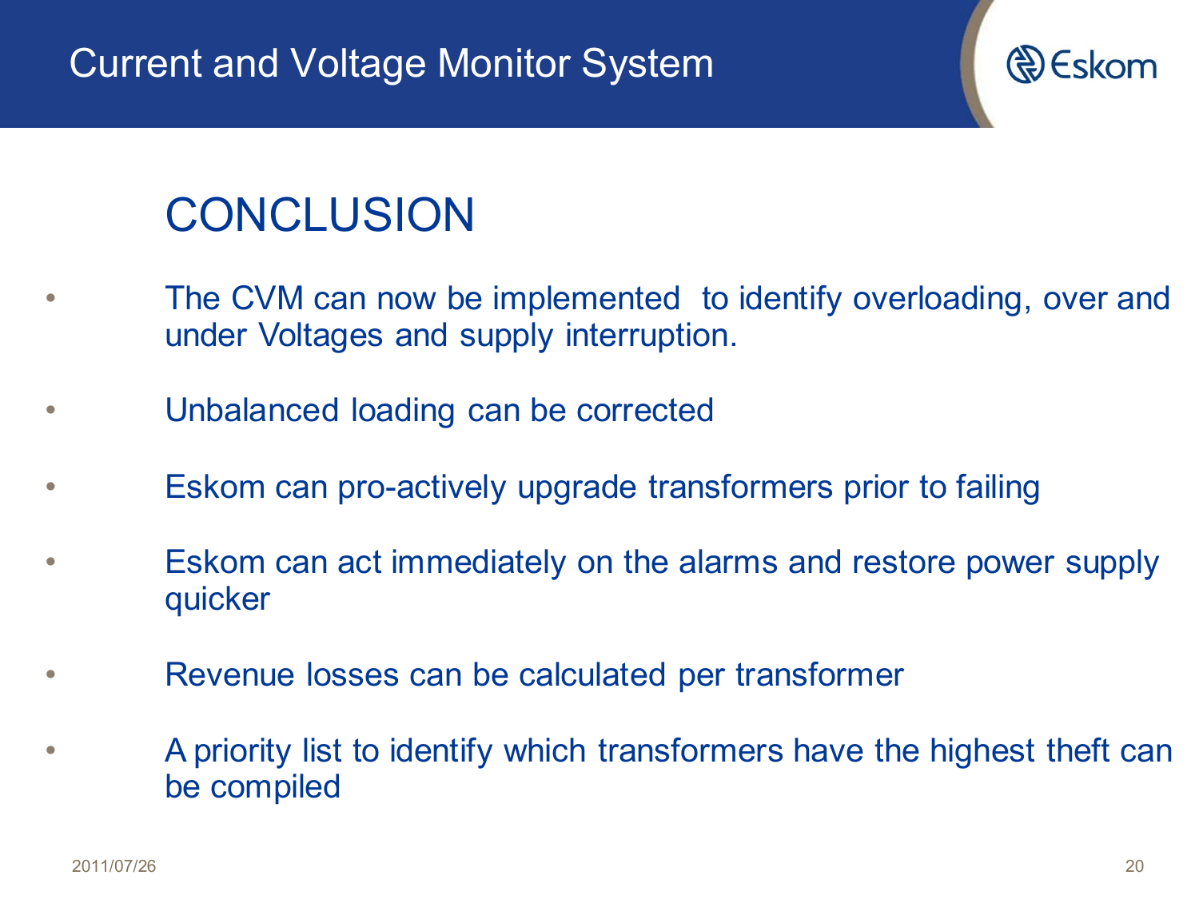## CONCLUSION

- The CVM can now be implemented to identify overloading, over and under Voltages and supply interruption.
- Unbalanced loading can be corrected
- Eskom can pro-actively upgrade transformers prior to failing
- Eskom can act immediately on the alarms and restore power supply quicker
- Revenue losses can be calculated per transformer
- A priority list to identify which transformers have the highest theft can be compiled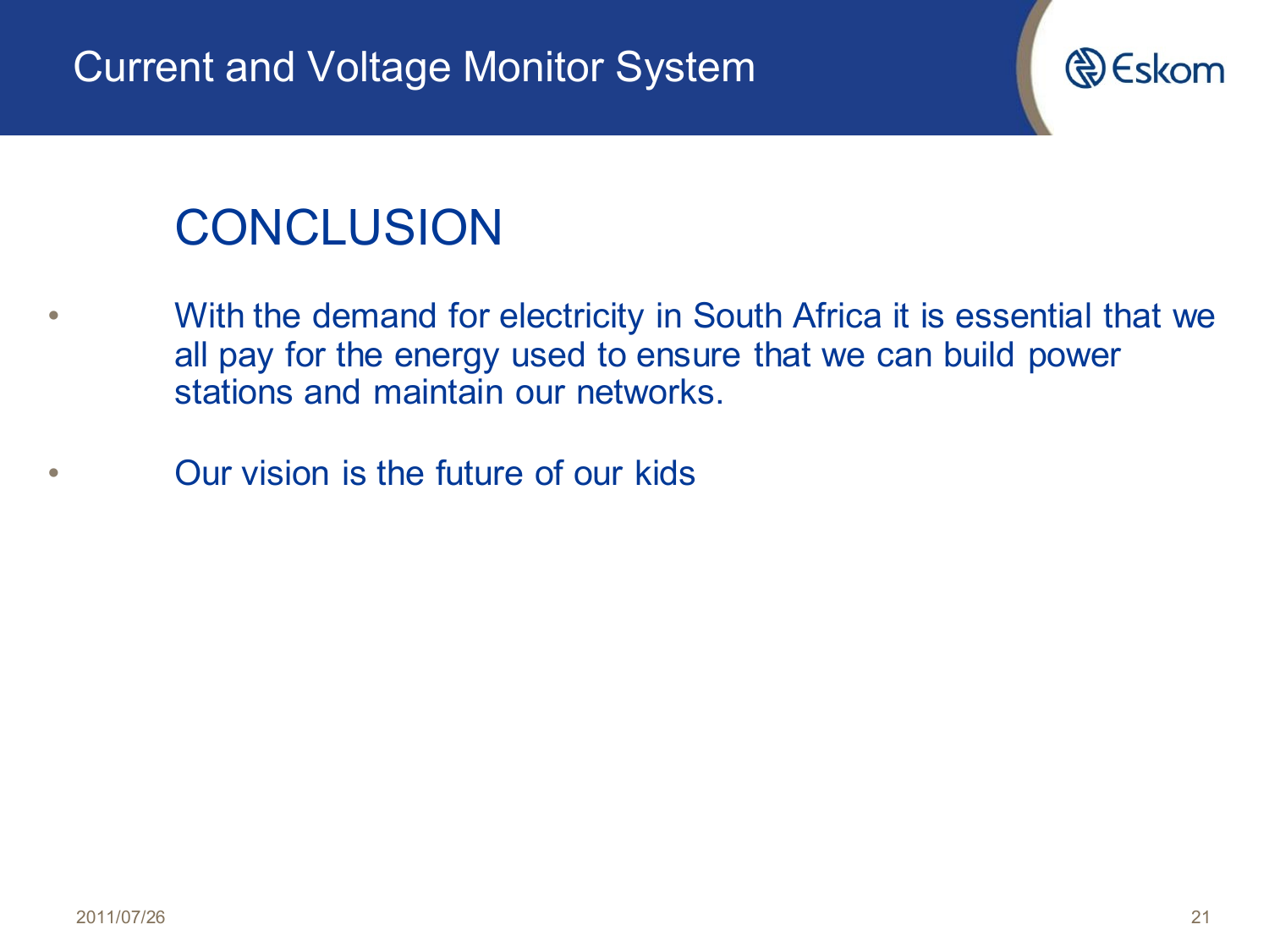# CONCLUSION

- With the demand for electricity in South Africa it is essential that we all pay for the energy used to ensure that we can build power stations and maintain our networks.
- Our vision is the future of our kids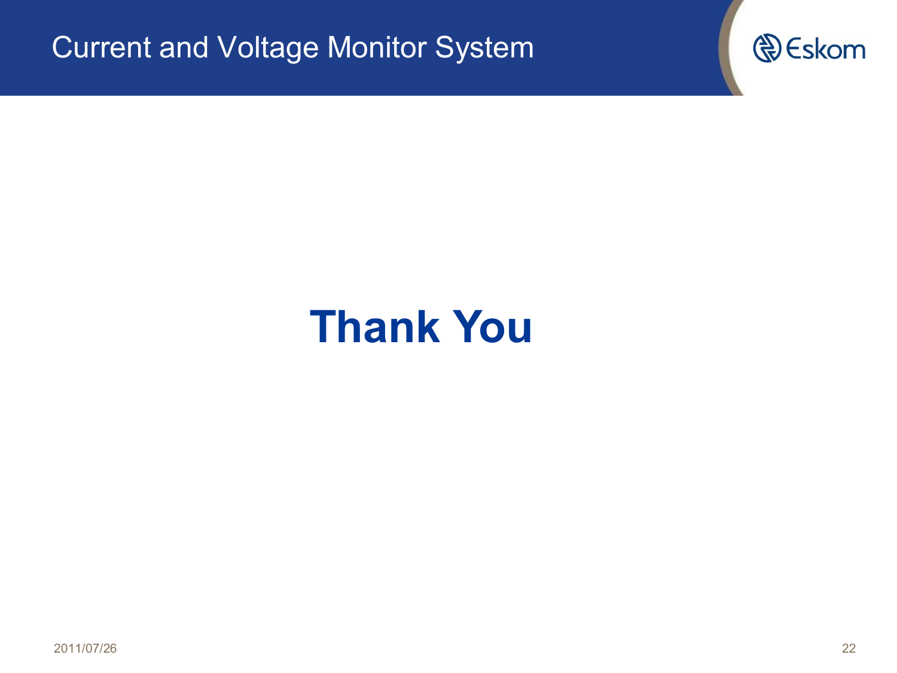# Thank You